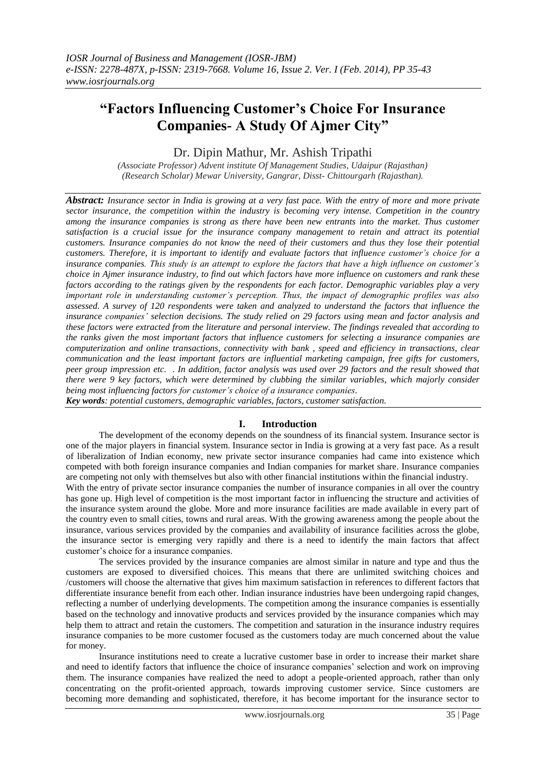# "Factors Influencing Customer's Choice For Insurance Companies- A Study Of Ajmer City"

Dr. Dipin Mathur, Mr. Ashish Tripathi

*(Associate Professor) Advent institute Of Management Studies, Udaipur (Rajasthan)*
*(Research Scholar) Mewar University, Gangrar, Disst- Chittourgarh (Rajasthan).*

***Abstract:*** *Insurance sector in India is growing at a very fast pace. With the entry of more and more private sector insurance, the competition within the industry is becoming very intense. Competition in the country among the insurance companies is strong as there have been new entrants into the market. Thus customer satisfaction is a crucial issue for the insurance company management to retain and attract its potential customers. Insurance companies do not know the need of their customers and thus they lose their potential customers. Therefore, it is important to identify and evaluate factors that influence customer's choice for a insurance companies. This study is an attempt to explore the factors that have a high influence on customer's choice in Ajmer insurance industry, to find out which factors have more influence on customers and rank these factors according to the ratings given by the respondents for each factor. Demographic variables play a very important role in understanding customer's perception. Thus, the impact of demographic profiles was also assessed. A survey of 120 respondents were taken and analyzed to understand the factors that influence the insurance companies' selection decisions. The study relied on 29 factors using mean and factor analysis and these factors were extracted from the literature and personal interview. The findings revealed that according to the ranks given the most important factors that influence customers for selecting a insurance companies are computerization and online transactions, connectivity with bank , speed and efficiency in transactions, clear communication and the least important factors are influential marketing campaign, free gifts for customers, peer group impression etc. . In addition, factor analysis was used over 29 factors and the result showed that there were 9 key factors, which were determined by clubbing the similar variables, which majorly consider being most influencing factors for customer's choice of a insurance companies.*

***Key words****: potential customers, demographic variables, factors, customer satisfaction.*

## I. Introduction

The development of the economy depends on the soundness of its financial system. Insurance sector is one of the major players in financial system. Insurance sector in India is growing at a very fast pace. As a result of liberalization of Indian economy, new private sector insurance companies had came into existence which competed with both foreign insurance companies and Indian companies for market share. Insurance companies are competing not only with themselves but also with other financial institutions within the financial industry.

With the entry of private sector insurance companies the number of insurance companies in all over the country has gone up. High level of competition is the most important factor in influencing the structure and activities of the insurance system around the globe. More and more insurance facilities are made available in every part of the country even to small cities, towns and rural areas. With the growing awareness among the people about the insurance, various services provided by the companies and availability of insurance facilities across the globe, the insurance sector is emerging very rapidly and there is a need to identify the main factors that affect customer's choice for a insurance companies.

The services provided by the insurance companies are almost similar in nature and type and thus the customers are exposed to diversified choices. This means that there are unlimited switching choices and /customers will choose the alternative that gives him maximum satisfaction in references to different factors that differentiate insurance benefit from each other. Indian insurance industries have been undergoing rapid changes, reflecting a number of underlying developments. The competition among the insurance companies is essentially based on the technology and innovative products and services provided by the insurance companies which may help them to attract and retain the customers. The competition and saturation in the insurance industry requires insurance companies to be more customer focused as the customers today are much concerned about the value for money.

Insurance institutions need to create a lucrative customer base in order to increase their market share and need to identify factors that influence the choice of insurance companies' selection and work on improving them. The insurance companies have realized the need to adopt a people-oriented approach, rather than only concentrating on the profit-oriented approach, towards improving customer service. Since customers are becoming more demanding and sophisticated, therefore, it has become important for the insurance sector to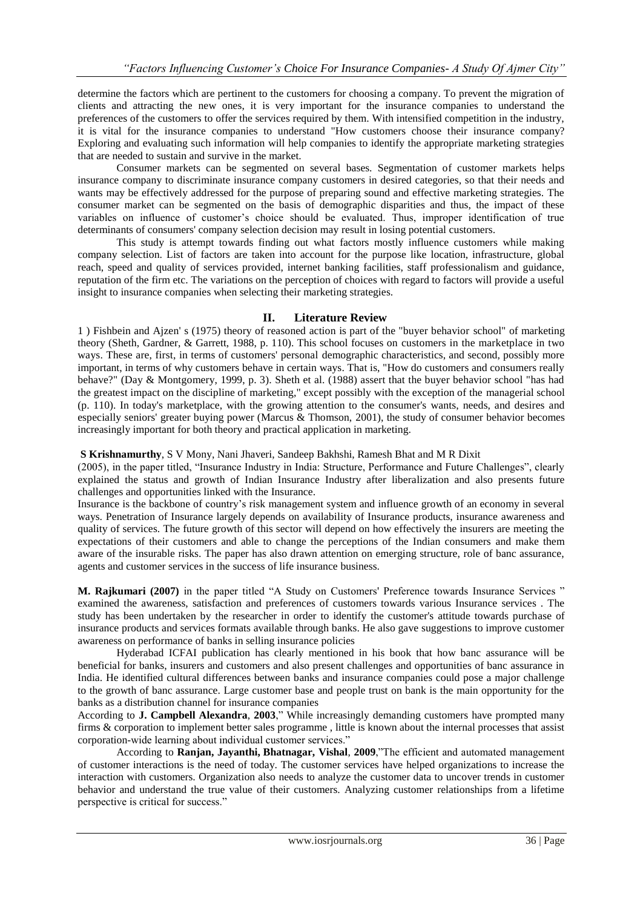determine the factors which are pertinent to the customers for choosing a company. To prevent the migration of clients and attracting the new ones, it is very important for the insurance companies to understand the preferences of the customers to offer the services required by them. With intensified competition in the industry, it is vital for the insurance companies to understand "How customers choose their insurance company? Exploring and evaluating such information will help companies to identify the appropriate marketing strategies that are needed to sustain and survive in the market.

Consumer markets can be segmented on several bases. Segmentation of customer markets helps insurance company to discriminate insurance company customers in desired categories, so that their needs and wants may be effectively addressed for the purpose of preparing sound and effective marketing strategies. The consumer market can be segmented on the basis of demographic disparities and thus, the impact of these variables on influence of customer's choice should be evaluated. Thus, improper identification of true determinants of consumers' company selection decision may result in losing potential customers.

This study is attempt towards finding out what factors mostly influence customers while making company selection. List of factors are taken into account for the purpose like location, infrastructure, global reach, speed and quality of services provided, internet banking facilities, staff professionalism and guidance, reputation of the firm etc. The variations on the perception of choices with regard to factors will provide a useful insight to insurance companies when selecting their marketing strategies.

## II. Literature Review

1 ) Fishbein and Ajzen' s (1975) theory of reasoned action is part of the "buyer behavior school" of marketing theory (Sheth, Gardner, & Garrett, 1988, p. 110). This school focuses on customers in the marketplace in two ways. These are, first, in terms of customers' personal demographic characteristics, and second, possibly more important, in terms of why customers behave in certain ways. That is, "How do customers and consumers really behave?" (Day & Montgomery, 1999, p. 3). Sheth et al. (1988) assert that the buyer behavior school "has had the greatest impact on the discipline of marketing," except possibly with the exception of the managerial school (p. 110). In today's marketplace, with the growing attention to the consumer's wants, needs, and desires and especially seniors' greater buying power (Marcus & Thomson, 2001), the study of consumer behavior becomes increasingly important for both theory and practical application in marketing.

**S Krishnamurthy**, S V Mony, Nani Jhaveri, Sandeep Bakhshi, Ramesh Bhat and M R Dixit (2005), in the paper titled, "Insurance Industry in India: Structure, Performance and Future Challenges", clearly explained the status and growth of Indian Insurance Industry after liberalization and also presents future challenges and opportunities linked with the Insurance.

Insurance is the backbone of country's risk management system and influence growth of an economy in several ways. Penetration of Insurance largely depends on availability of Insurance products, insurance awareness and quality of services. The future growth of this sector will depend on how effectively the insurers are meeting the expectations of their customers and able to change the perceptions of the Indian consumers and make them aware of the insurable risks. The paper has also drawn attention on emerging structure, role of banc assurance, agents and customer services in the success of life insurance business.

**M. Rajkumari (2007)** in the paper titled "A Study on Customers' Preference towards Insurance Services " examined the awareness, satisfaction and preferences of customers towards various Insurance services . The study has been undertaken by the researcher in order to identify the customer's attitude towards purchase of insurance products and services formats available through banks. He also gave suggestions to improve customer awareness on performance of banks in selling insurance policies

Hyderabad ICFAI publication has clearly mentioned in his book that how banc assurance will be beneficial for banks, insurers and customers and also present challenges and opportunities of banc assurance in India. He identified cultural differences between banks and insurance companies could pose a major challenge to the growth of banc assurance. Large customer base and people trust on bank is the main opportunity for the banks as a distribution channel for insurance companies

According to **J. Campbell Alexandra**, **2003**," While increasingly demanding customers have prompted many firms & corporation to implement better sales programme , little is known about the internal processes that assist corporation-wide learning about individual customer services."

According to **Ranjan, Jayanthi, Bhatnagar, Vishal**, **2009**,"The efficient and automated management of customer interactions is the need of today. The customer services have helped organizations to increase the interaction with customers. Organization also needs to analyze the customer data to uncover trends in customer behavior and understand the true value of their customers. Analyzing customer relationships from a lifetime perspective is critical for success."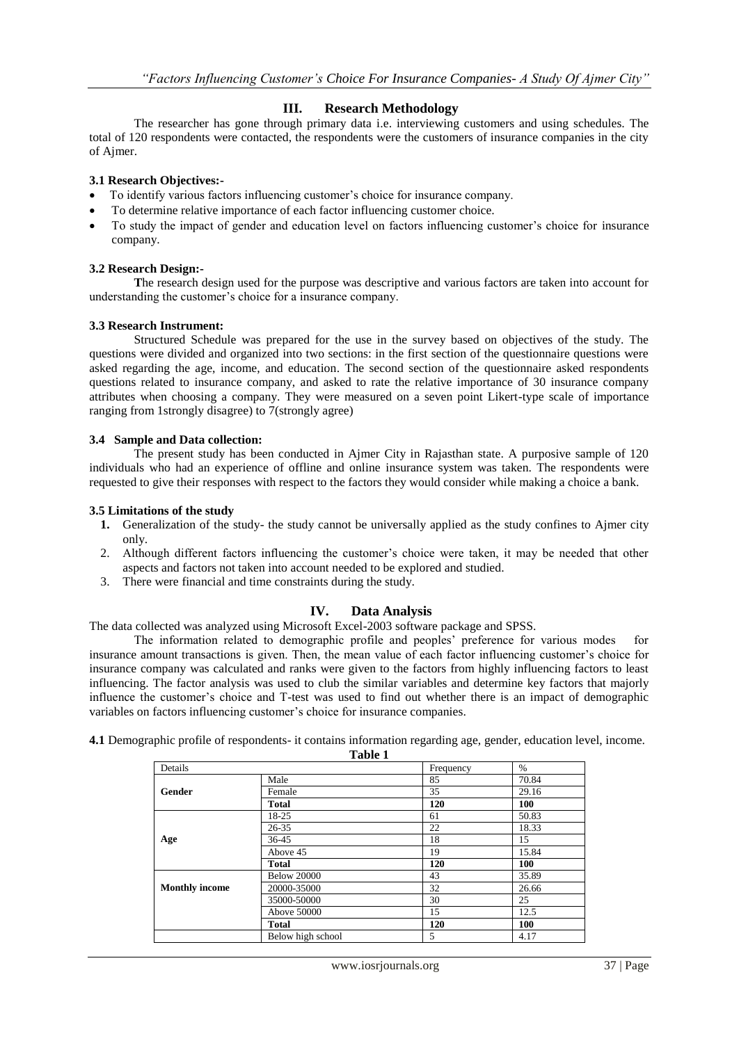## III. Research Methodology

The researcher has gone through primary data i.e. interviewing customers and using schedules. The total of 120 respondents were contacted, the respondents were the customers of insurance companies in the city of Ajmer.

### 3.1 Research Objectives:-

- To identify various factors influencing customer's choice for insurance company.
- To determine relative importance of each factor influencing customer choice.
- To study the impact of gender and education level on factors influencing customer's choice for insurance company.

### 3.2 Research Design:-

**T**he research design used for the purpose was descriptive and various factors are taken into account for understanding the customer's choice for a insurance company.

### 3.3 Research Instrument:

Structured Schedule was prepared for the use in the survey based on objectives of the study. The questions were divided and organized into two sections: in the first section of the questionnaire questions were asked regarding the age, income, and education. The second section of the questionnaire asked respondents questions related to insurance company, and asked to rate the relative importance of 30 insurance company attributes when choosing a company. They were measured on a seven point Likert-type scale of importance ranging from 1strongly disagree) to 7(strongly agree)

### 3.4 Sample and Data collection:

The present study has been conducted in Ajmer City in Rajasthan state. A purposive sample of 120 individuals who had an experience of offline and online insurance system was taken. The respondents were requested to give their responses with respect to the factors they would consider while making a choice a bank.

### 3.5 Limitations of the study

1. Generalization of the study- the study cannot be universally applied as the study confines to Ajmer city only.
2. Although different factors influencing the customer's choice were taken, it may be needed that other aspects and factors not taken into account needed to be explored and studied.
3. There were financial and time constraints during the study.

## IV. Data Analysis

The data collected was analyzed using Microsoft Excel-2003 software package and SPSS.

The information related to demographic profile and peoples' preference for various modes for insurance amount transactions is given. Then, the mean value of each factor influencing customer's choice for insurance company was calculated and ranks were given to the factors from highly influencing factors to least influencing. The factor analysis was used to club the similar variables and determine key factors that majorly influence the customer's choice and T-test was used to find out whether there is an impact of demographic variables on factors influencing customer's choice for insurance companies.

**4.1** Demographic profile of respondents- it contains information regarding age, gender, education level, income.

**Table 1**

| Details | | Frequency | % |
|---|---|---|---|
| **Gender** | Male | 85 | 70.84 |
| | Female | 35 | 29.16 |
| | **Total** | **120** | **100** |
| **Age** | 18-25 | 61 | 50.83 |
| | 26-35 | 22 | 18.33 |
| | 36-45 | 18 | 15 |
| | Above 45 | 19 | 15.84 |
| | **Total** | **120** | **100** |
| **Monthly income** | Below 20000 | 43 | 35.89 |
| | 20000-35000 | 32 | 26.66 |
| | 35000-50000 | 30 | 25 |
| | Above 50000 | 15 | 12.5 |
| | **Total** | **120** | **100** |
| | Below high school | 5 | 4.17 |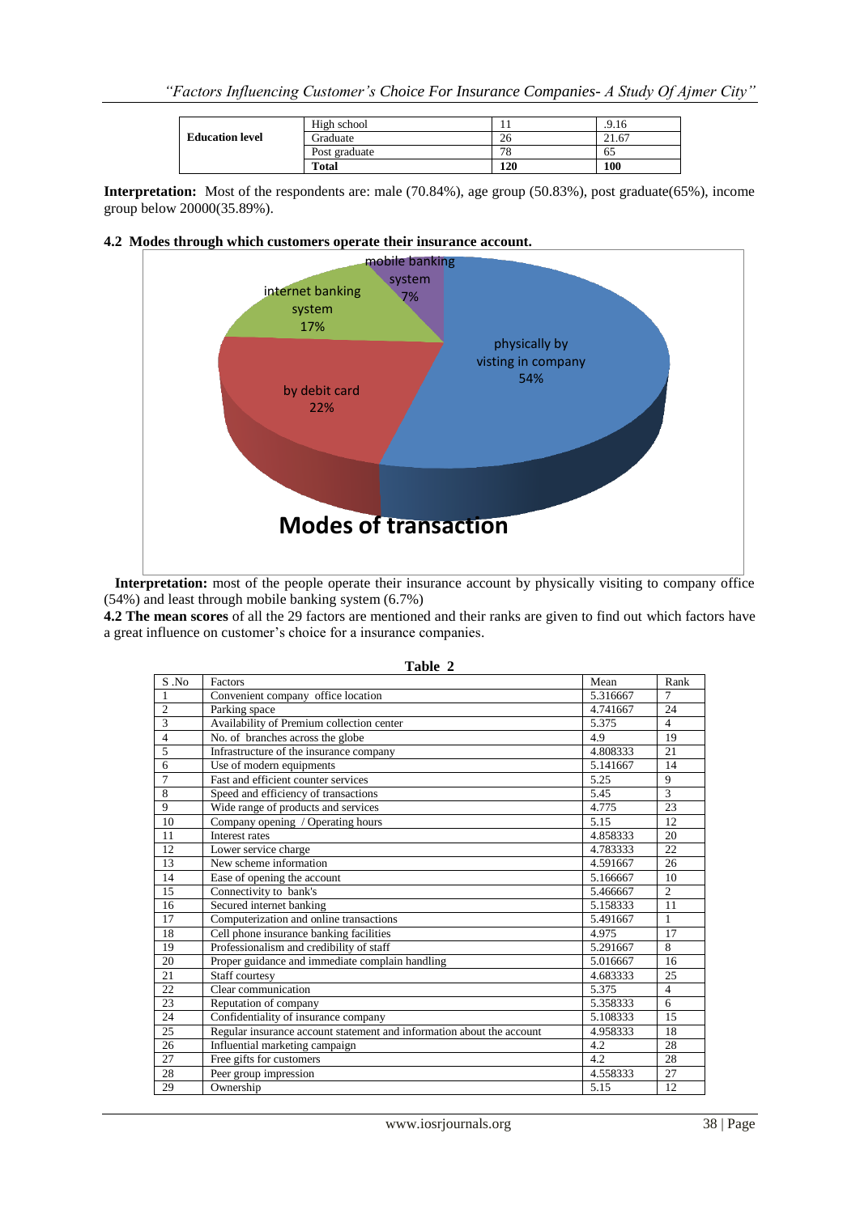| Education level | High school | 11 | .9.16 |
|---|---|---|---|
| | Graduate | 26 | 21.67 |
| | Post graduate | 78 | 65 |
| | **Total** | **120** | **100** |

**Interpretation:** Most of the respondents are: male (70.84%), age group (50.83%), post graduate(65%), income group below 20000(35.89%).

**4.2 Modes through which customers operate their insurance account.**

**Modes of transaction**

- physically by visting in company 54%
- by debit card 22%
- internet banking system 17%
- mobile banking system 7%

**Interpretation:** most of the people operate their insurance account by physically visiting to company office (54%) and least through mobile banking system (6.7%)

**4.2 The mean scores** of all the 29 factors are mentioned and their ranks are given to find out which factors have a great influence on customer's choice for a insurance companies.

**Table 2**

| S .No | Factors | Mean | Rank |
|---|---|---|---|
| 1 | Convenient company office location | 5.316667 | 7 |
| 2 | Parking space | 4.741667 | 24 |
| 3 | Availability of Premium collection center | 5.375 | 4 |
| 4 | No. of branches across the globe | 4.9 | 19 |
| 5 | Infrastructure of the insurance company | 4.808333 | 21 |
| 6 | Use of modern equipments | 5.141667 | 14 |
| 7 | Fast and efficient counter services | 5.25 | 9 |
| 8 | Speed and efficiency of transactions | 5.45 | 3 |
| 9 | Wide range of products and services | 4.775 | 23 |
| 10 | Company opening / Operating hours | 5.15 | 12 |
| 11 | Interest rates | 4.858333 | 20 |
| 12 | Lower service charge | 4.783333 | 22 |
| 13 | New scheme information | 4.591667 | 26 |
| 14 | Ease of opening the account | 5.166667 | 10 |
| 15 | Connectivity to bank's | 5.466667 | 2 |
| 16 | Secured internet banking | 5.158333 | 11 |
| 17 | Computerization and online transactions | 5.491667 | 1 |
| 18 | Cell phone insurance banking facilities | 4.975 | 17 |
| 19 | Professionalism and credibility of staff | 5.291667 | 8 |
| 20 | Proper guidance and immediate complain handling | 5.016667 | 16 |
| 21 | Staff courtesy | 4.683333 | 25 |
| 22 | Clear communication | 5.375 | 4 |
| 23 | Reputation of company | 5.358333 | 6 |
| 24 | Confidentiality of insurance company | 5.108333 | 15 |
| 25 | Regular insurance account statement and information about the account | 4.958333 | 18 |
| 26 | Influential marketing campaign | 4.2 | 28 |
| 27 | Free gifts for customers | 4.2 | 28 |
| 28 | Peer group impression | 4.558333 | 27 |
| 29 | Ownership | 5.15 | 12 |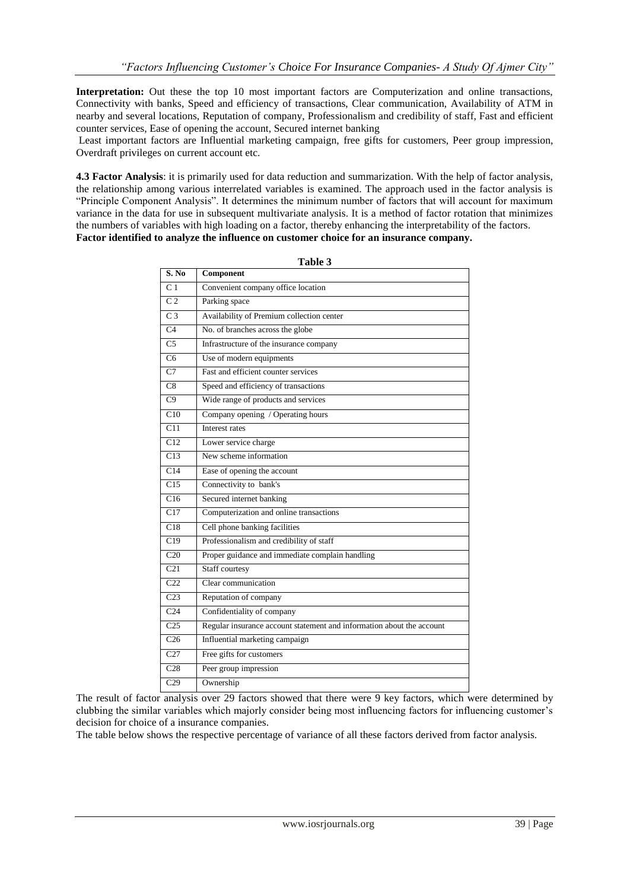**Interpretation:** Out these the top 10 most important factors are Computerization and online transactions, Connectivity with banks, Speed and efficiency of transactions, Clear communication, Availability of ATM in nearby and several locations, Reputation of company, Professionalism and credibility of staff, Fast and efficient counter services, Ease of opening the account, Secured internet banking

Least important factors are Influential marketing campaign, free gifts for customers, Peer group impression, Overdraft privileges on current account etc.

**4.3 Factor Analysis**: it is primarily used for data reduction and summarization. With the help of factor analysis, the relationship among various interrelated variables is examined. The approach used in the factor analysis is "Principle Component Analysis". It determines the minimum number of factors that will account for maximum variance in the data for use in subsequent multivariate analysis. It is a method of factor rotation that minimizes the numbers of variables with high loading on a factor, thereby enhancing the interpretability of the factors.

**Factor identified to analyze the influence on customer choice for an insurance company.**

**Table 3**

| S. No | Component |
|---|---|
| C 1 | Convenient company office location |
| C 2 | Parking space |
| C 3 | Availability of Premium collection center |
| C4 | No. of branches across the globe |
| C5 | Infrastructure of the insurance company |
| C6 | Use of modern equipments |
| C7 | Fast and efficient counter services |
| C8 | Speed and efficiency of transactions |
| C9 | Wide range of products and services |
| C10 | Company opening / Operating hours |
| C11 | Interest rates |
| C12 | Lower service charge |
| C13 | New scheme information |
| C14 | Ease of opening the account |
| C15 | Connectivity to bank's |
| C16 | Secured internet banking |
| C17 | Computerization and online transactions |
| C18 | Cell phone banking facilities |
| C19 | Professionalism and credibility of staff |
| C20 | Proper guidance and immediate complain handling |
| C21 | Staff courtesy |
| C22 | Clear communication |
| C23 | Reputation of company |
| C24 | Confidentiality of company |
| C25 | Regular insurance account statement and information about the account |
| C26 | Influential marketing campaign |
| C27 | Free gifts for customers |
| C28 | Peer group impression |
| C29 | Ownership |

The result of factor analysis over 29 factors showed that there were 9 key factors, which were determined by clubbing the similar variables which majorly consider being most influencing factors for influencing customer's decision for choice of a insurance companies.

The table below shows the respective percentage of variance of all these factors derived from factor analysis.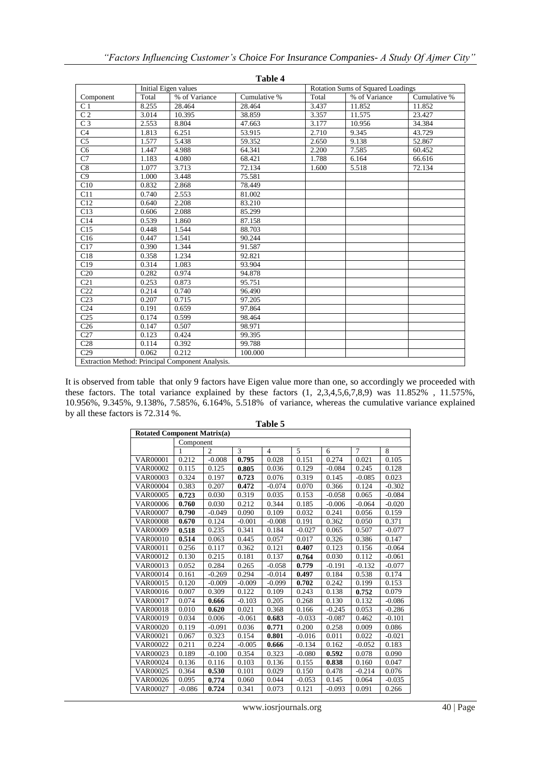**Table 4**

| Component | Initial Eigen values | | | Rotation Sums of Squared Loadings | | |
|---|---|---|---|---|---|---|
| | Total | % of Variance | Cumulative % | Total | % of Variance | Cumulative % |
| C 1 | 8.255 | 28.464 | 28.464 | 3.437 | 11.852 | 11.852 |
| C 2 | 3.014 | 10.395 | 38.859 | 3.357 | 11.575 | 23.427 |
| C 3 | 2.553 | 8.804 | 47.663 | 3.177 | 10.956 | 34.384 |
| C4 | 1.813 | 6.251 | 53.915 | 2.710 | 9.345 | 43.729 |
| C5 | 1.577 | 5.438 | 59.352 | 2.650 | 9.138 | 52.867 |
| C6 | 1.447 | 4.988 | 64.341 | 2.200 | 7.585 | 60.452 |
| C7 | 1.183 | 4.080 | 68.421 | 1.788 | 6.164 | 66.616 |
| C8 | 1.077 | 3.713 | 72.134 | 1.600 | 5.518 | 72.134 |
| C9 | 1.000 | 3.448 | 75.581 | | | |
| C10 | 0.832 | 2.868 | 78.449 | | | |
| C11 | 0.740 | 2.553 | 81.002 | | | |
| C12 | 0.640 | 2.208 | 83.210 | | | |
| C13 | 0.606 | 2.088 | 85.299 | | | |
| C14 | 0.539 | 1.860 | 87.158 | | | |
| C15 | 0.448 | 1.544 | 88.703 | | | |
| C16 | 0.447 | 1.541 | 90.244 | | | |
| C17 | 0.390 | 1.344 | 91.587 | | | |
| C18 | 0.358 | 1.234 | 92.821 | | | |
| C19 | 0.314 | 1.083 | 93.904 | | | |
| C20 | 0.282 | 0.974 | 94.878 | | | |
| C21 | 0.253 | 0.873 | 95.751 | | | |
| C22 | 0.214 | 0.740 | 96.490 | | | |
| C23 | 0.207 | 0.715 | 97.205 | | | |
| C24 | 0.191 | 0.659 | 97.864 | | | |
| C25 | 0.174 | 0.599 | 98.464 | | | |
| C26 | 0.147 | 0.507 | 98.971 | | | |
| C27 | 0.123 | 0.424 | 99.395 | | | |
| C28 | 0.114 | 0.392 | 99.788 | | | |
| C29 | 0.062 | 0.212 | 100.000 | | | |
| Extraction Method: Principal Component Analysis. | | | | | | |

It is observed from table that only 9 factors have Eigen value more than one, so accordingly we proceeded with these factors. The total variance explained by these factors (1, 2,3,4,5,6,7,8,9) was 11.852% , 11.575%, 10.956%, 9.345%, 9.138%, 7.585%, 6.164%, 5.518% of variance, whereas the cumulative variance explained by all these factors is 72.314 %.

**Table 5**

| Rotated Component Matrix(a) | | | | | | | | |
|---|---|---|---|---|---|---|---|---|
| | Component | | | | | | | |
| | 1 | 2 | 3 | 4 | 5 | 6 | 7 | 8 |
| VAR00001 | 0.212 | -0.008 | **0.795** | 0.028 | 0.151 | 0.274 | 0.021 | 0.105 |
| VAR00002 | 0.115 | 0.125 | **0.805** | 0.036 | 0.129 | -0.084 | 0.245 | 0.128 |
| VAR00003 | 0.324 | 0.197 | **0.723** | 0.076 | 0.319 | 0.145 | -0.085 | 0.023 |
| VAR00004 | 0.383 | 0.207 | **0.472** | -0.074 | 0.070 | 0.366 | 0.124 | -0.302 |
| VAR00005 | **0.723** | 0.030 | 0.319 | 0.035 | 0.153 | -0.058 | 0.065 | -0.084 |
| VAR00006 | **0.760** | 0.030 | 0.212 | 0.344 | 0.185 | -0.006 | -0.064 | -0.020 |
| VAR00007 | **0.790** | -0.049 | 0.090 | 0.109 | 0.032 | 0.241 | 0.056 | 0.159 |
| VAR00008 | **0.670** | 0.124 | -0.001 | -0.008 | 0.191 | 0.362 | 0.050 | 0.371 |
| VAR00009 | **0.518** | 0.235 | 0.341 | 0.184 | -0.027 | 0.065 | 0.507 | -0.077 |
| VAR00010 | **0.514** | 0.063 | 0.445 | 0.057 | 0.017 | 0.326 | 0.386 | 0.147 |
| VAR00011 | 0.256 | 0.117 | 0.362 | 0.121 | **0.407** | 0.123 | 0.156 | -0.064 |
| VAR00012 | 0.130 | 0.215 | 0.181 | 0.137 | **0.764** | 0.030 | 0.112 | -0.061 |
| VAR00013 | 0.052 | 0.284 | 0.265 | -0.058 | **0.779** | -0.191 | -0.132 | -0.077 |
| VAR00014 | 0.161 | -0.269 | 0.294 | -0.014 | **0.497** | 0.184 | 0.538 | 0.174 |
| VAR00015 | 0.120 | -0.009 | -0.009 | -0.099 | **0.702** | 0.242 | 0.199 | 0.153 |
| VAR00016 | 0.007 | 0.309 | 0.122 | 0.109 | 0.243 | 0.138 | **0.752** | 0.079 |
| VAR00017 | 0.074 | **0.666** | -0.103 | 0.205 | 0.268 | 0.130 | 0.132 | -0.086 |
| VAR00018 | 0.010 | **0.620** | 0.021 | 0.368 | 0.166 | -0.245 | 0.053 | -0.286 |
| VAR00019 | 0.034 | 0.006 | -0.061 | **0.683** | -0.033 | -0.087 | 0.462 | -0.101 |
| VAR00020 | 0.119 | -0.091 | 0.036 | **0.771** | 0.200 | 0.258 | 0.009 | 0.086 |
| VAR00021 | 0.067 | 0.323 | 0.154 | **0.801** | -0.016 | 0.011 | 0.022 | -0.021 |
| VAR00022 | 0.211 | 0.224 | -0.005 | **0.666** | -0.134 | 0.162 | -0.052 | 0.183 |
| VAR00023 | 0.189 | -0.100 | 0.354 | 0.323 | -0.080 | **0.592** | 0.078 | 0.090 |
| VAR00024 | 0.136 | 0.116 | 0.103 | 0.136 | 0.155 | **0.838** | 0.160 | 0.047 |
| VAR00025 | 0.364 | **0.530** | 0.101 | 0.029 | 0.150 | 0.478 | -0.214 | 0.076 |
| VAR00026 | 0.095 | **0.774** | 0.060 | 0.044 | -0.053 | 0.145 | 0.064 | -0.035 |
| VAR00027 | -0.086 | **0.724** | 0.341 | 0.073 | 0.121 | -0.093 | 0.091 | 0.266 |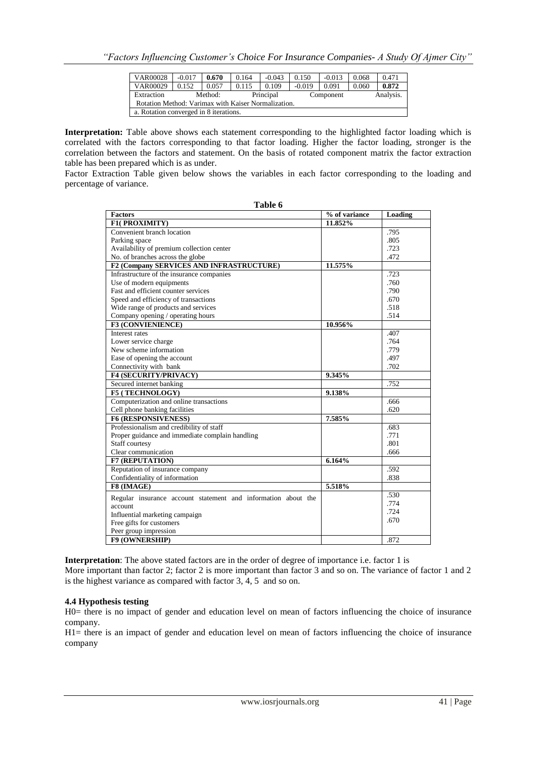| VAR00028 | -0.017 | **0.670** | 0.164 | -0.043 | 0.150 | -0.013 | 0.068 | 0.471 |
|---|---|---|---|---|---|---|---|---|
| VAR00029 | 0.152 | 0.057 | 0.115 | 0.109 | -0.019 | 0.091 | 0.060 | **0.872** |
| Extraction Method: Principal Component Analysis. | | | | | | | | |
| Rotation Method: Varimax with Kaiser Normalization. | | | | | | | | |
| a. Rotation converged in 8 iterations. | | | | | | | | |

**Interpretation:** Table above shows each statement corresponding to the highlighted factor loading which is correlated with the factors corresponding to that factor loading. Higher the factor loading, stronger is the correlation between the factors and statement. On the basis of rotated component matrix the factor extraction table has been prepared which is as under.

Factor Extraction Table given below shows the variables in each factor corresponding to the loading and percentage of variance.

**Table 6**

| Factors | % of variance | Loading |
|---|---|---|
| **F1( PROXIMITY)** | **11.852%** | |
| Convenient branch location | | .795 |
| Parking space | | .805 |
| Availability of premium collection center | | .723 |
| No. of branches across the globe | | .472 |
| **F2 (Company SERVICES AND INFRASTRUCTURE)** | **11.575%** | |
| Infrastructure of the insurance companies | | .723 |
| Use of modern equipments | | .760 |
| Fast and efficient counter services | | .790 |
| Speed and efficiency of transactions | | .670 |
| Wide range of products and services | | .518 |
| Company opening / operating hours | | .514 |
| **F3 (CONVIENIENCE)** | **10.956%** | |
| Interest rates | | .407 |
| Lower service charge | | .764 |
| New scheme information | | .779 |
| Ease of opening the account | | .497 |
| Connectivity with bank | | .702 |
| **F4 (SECURITY/PRIVACY)** | **9.345%** | |
| Secured internet banking | | .752 |
| **F5 ( TECHNOLOGY)** | **9.138%** | |
| Computerization and online transactions | | .666 |
| Cell phone banking facilities | | .620 |
| **F6 (RESPONSIVENESS)** | **7.585%** | |
| Professionalism and credibility of staff | | .683 |
| Proper guidance and immediate complain handling | | .771 |
| Staff courtesy | | .801 |
| Clear communication | | .666 |
| **F7 (REPUTATION)** | **6.164%** | |
| Reputation of insurance company | | .592 |
| Confidentiality of information | | .838 |
| **F8 (IMAGE)** | **5.518%** | |
| Regular insurance account statement and information about the account | | .530 |
| Influential marketing campaign | | .774 |
| Free gifts for customers | | .724 |
| Peer group impression | | .670 |
| **F9 (OWNERSHIP)** | | .872 |

**Interpretation**: The above stated factors are in the order of degree of importance i.e. factor 1 is More important than factor 2; factor 2 is more important than factor 3 and so on. The variance of factor 1 and 2 is the highest variance as compared with factor 3, 4, 5 and so on.

### 4.4 Hypothesis testing

H0= there is no impact of gender and education level on mean of factors influencing the choice of insurance company.

H1= there is an impact of gender and education level on mean of factors influencing the choice of insurance company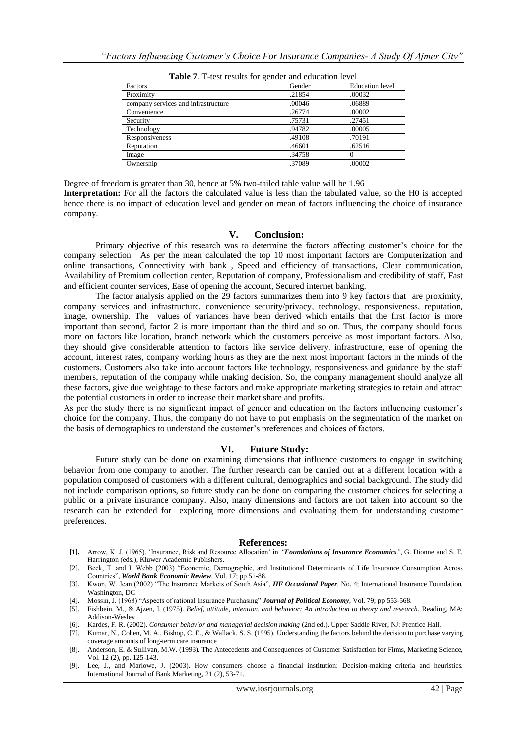**Table 7**. T-test results for gender and education level

| Factors | Gender | Education level |
|---|---|---|
| Proximity | .21854 | .00032 |
| company services and infrastructure | .00046 | .06889 |
| Convenience | .26774 | .00002 |
| Security | .75731 | .27451 |
| Technology | .94782 | .00005 |
| Responsiveness | .49108 | .70191 |
| Reputation | .46601 | .62516 |
| Image | .34758 | 0 |
| Ownership | .37089 | .00002 |

Degree of freedom is greater than 30, hence at 5% two-tailed table value will be 1.96

**Interpretation:** For all the factors the calculated value is less than the tabulated value, so the H0 is accepted hence there is no impact of education level and gender on mean of factors influencing the choice of insurance company.

## V. Conclusion:

Primary objective of this research was to determine the factors affecting customer's choice for the company selection. As per the mean calculated the top 10 most important factors are Computerization and online transactions, Connectivity with bank , Speed and efficiency of transactions, Clear communication, Availability of Premium collection center, Reputation of company, Professionalism and credibility of staff, Fast and efficient counter services, Ease of opening the account, Secured internet banking.

The factor analysis applied on the 29 factors summarizes them into 9 key factors that are proximity, company services and infrastructure, convenience security/privacy, technology, responsiveness, reputation, image, ownership. The values of variances have been derived which entails that the first factor is more important than second, factor 2 is more important than the third and so on. Thus, the company should focus more on factors like location, branch network which the customers perceive as most important factors. Also, they should give considerable attention to factors like service delivery, infrastructure, ease of opening the account, interest rates, company working hours as they are the next most important factors in the minds of the customers. Customers also take into account factors like technology, responsiveness and guidance by the staff members, reputation of the company while making decision. So, the company management should analyze all these factors, give due weightage to these factors and make appropriate marketing strategies to retain and attract the potential customers in order to increase their market share and profits.

As per the study there is no significant impact of gender and education on the factors influencing customer's choice for the company. Thus, the company do not have to put emphasis on the segmentation of the market on the basis of demographics to understand the customer's preferences and choices of factors.

## VI. Future Study:

Future study can be done on examining dimensions that influence customers to engage in switching behavior from one company to another. The further research can be carried out at a different location with a population composed of customers with a different cultural, demographics and social background. The study did not include comparison options, so future study can be done on comparing the customer choices for selecting a public or a private insurance company. Also, many dimensions and factors are not taken into account so the research can be extended for exploring more dimensions and evaluating them for understanding customer preferences.

## References:

- [1]. Arrow, K. J. (1965). 'Insurance, Risk and Resource Allocation' in *"**Foundations of Insurance Economics**"*, G. Dionne and S. E. Harrington (eds.), Kluwer Academic Publishers.
- [2]. Beck, T. and I. Webb (2003) "Economic, Demographic, and Institutional Determinants of Life Insurance Consumption Across Countries", ***World Bank Economic Review***, Vol. 17; pp 51-88.
- [3]. Kwon, W. Jean (2002) "The Insurance Markets of South Asia", ***IIF Occasional Paper***, No. 4; International Insurance Foundation, Washington, DC
- [4]. Mossin, J. (1968) "Aspects of rational Insurance Purchasing" ***Journal of Political Economy***, Vol. 79; pp 553-568.
- [5]. Fishbein, M., & Ajzen, I. (1975). *Belief, attitude, intention, and behavior: An introduction to theory and research.* Reading, MA: Addison-Wesley
- [6]. Kardes, F. R. (2002). *Consumer behavior and managerial decision making* (2nd ed.). Upper Saddle River, NJ: Prentice Hall.
- [7]. Kumar, N., Cohen, M. A., Bishop, C. E., & Wallack, S. S. (1995). Understanding the factors behind the decision to purchase varying coverage amounts of long-term care insurance
- [8]. Anderson, E. & Sullivan, M.W. (1993). The Antecedents and Consequences of Customer Satisfaction for Firms, Marketing Science, Vol. 12 (2), pp. 125-143.
- [9]. Lee, J., and Marlowe, J. (2003). How consumers choose a financial institution: Decision-making criteria and heuristics. International Journal of Bank Marketing, 21 (2), 53-71.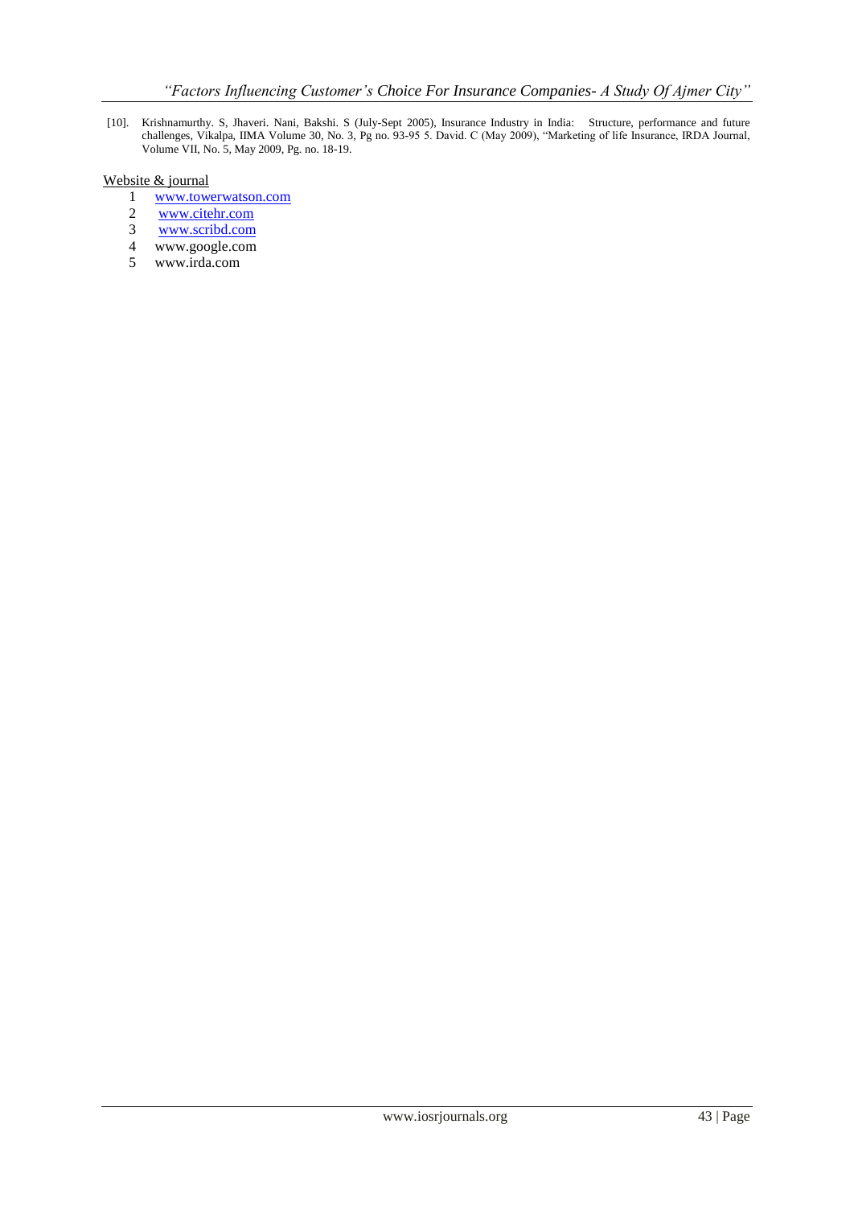[10]. Krishnamurthy. S, Jhaveri. Nani, Bakshi. S (July-Sept 2005), Insurance Industry in India: Structure, performance and future challenges, Vikalpa, IIMA Volume 30, No. 3, Pg no. 93-95 5. David. C (May 2009), "Marketing of life Insurance, IRDA Journal, Volume VII, No. 5, May 2009, Pg. no. 18-19.

Website & journal

1. www.towerwatson.com
2. www.citehr.com
3. www.scribd.com
4. www.google.com
5. www.irda.com